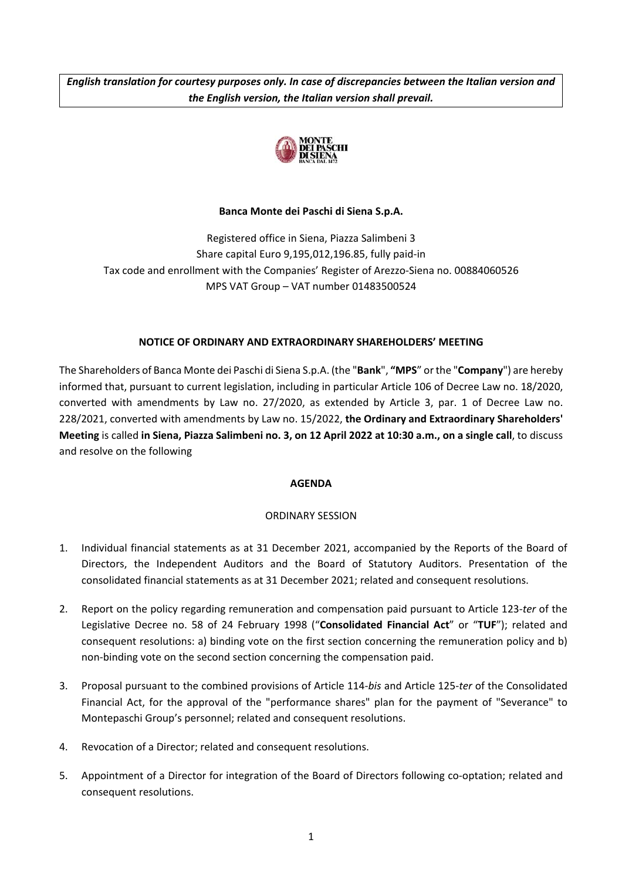***English translation for courtesy purposes only. In case of discrepancies between the Italian version and the English version, the Italian version shall prevail.***

**Banca Monte dei Paschi di Siena S.p.A.**

Registered office in Siena, Piazza Salimbeni 3
Share capital Euro 9,195,012,196.85, fully paid-in
Tax code and enrollment with the Companies' Register of Arezzo-Siena no. 00884060526
MPS VAT Group – VAT number 01483500524

## NOTICE OF ORDINARY AND EXTRAORDINARY SHAREHOLDERS' MEETING

The Shareholders of Banca Monte dei Paschi di Siena S.p.A. (the "**Bank**", **"MPS**" or the "**Company**") are hereby informed that, pursuant to current legislation, including in particular Article 106 of Decree Law no. 18/2020, converted with amendments by Law no. 27/2020, as extended by Article 3, par. 1 of Decree Law no. 228/2021, converted with amendments by Law no. 15/2022, **the Ordinary and Extraordinary Shareholders' Meeting** is called **in Siena, Piazza Salimbeni no. 3, on 12 April 2022 at 10:30 a.m., on a single call**, to discuss and resolve on the following

### AGENDA

ORDINARY SESSION

1. Individual financial statements as at 31 December 2021, accompanied by the Reports of the Board of Directors, the Independent Auditors and the Board of Statutory Auditors. Presentation of the consolidated financial statements as at 31 December 2021; related and consequent resolutions.
2. Report on the policy regarding remuneration and compensation paid pursuant to Article 123-*ter* of the Legislative Decree no. 58 of 24 February 1998 ("**Consolidated Financial Act**" or "**TUF**"); related and consequent resolutions: a) binding vote on the first section concerning the remuneration policy and b) non-binding vote on the second section concerning the compensation paid.
3. Proposal pursuant to the combined provisions of Article 114-*bis* and Article 125-*ter* of the Consolidated Financial Act, for the approval of the "performance shares" plan for the payment of "Severance" to Montepaschi Group's personnel; related and consequent resolutions.
4. Revocation of a Director; related and consequent resolutions.
5. Appointment of a Director for integration of the Board of Directors following co-optation; related and consequent resolutions.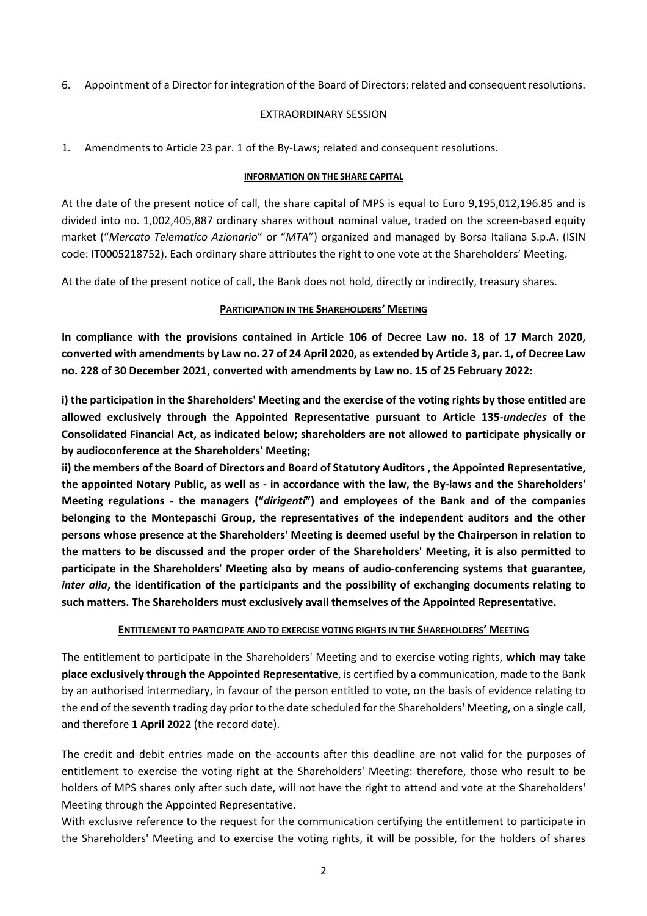6. Appointment of a Director for integration of the Board of Directors; related and consequent resolutions.

EXTRAORDINARY SESSION

1. Amendments to Article 23 par. 1 of the By-Laws; related and consequent resolutions.

**INFORMATION ON THE SHARE CAPITAL**

At the date of the present notice of call, the share capital of MPS is equal to Euro 9,195,012,196.85 and is divided into no. 1,002,405,887 ordinary shares without nominal value, traded on the screen-based equity market ("*Mercato Telematico Azionario*" or "*MTA*") organized and managed by Borsa Italiana S.p.A. (ISIN code: IT0005218752). Each ordinary share attributes the right to one vote at the Shareholders' Meeting.

At the date of the present notice of call, the Bank does not hold, directly or indirectly, treasury shares.

**PARTICIPATION IN THE SHAREHOLDERS' MEETING**

**In compliance with the provisions contained in Article 106 of Decree Law no. 18 of 17 March 2020, converted with amendments by Law no. 27 of 24 April 2020, as extended by Article 3, par. 1, of Decree Law no. 228 of 30 December 2021, converted with amendments by Law no. 15 of 25 February 2022:**

**i) the participation in the Shareholders' Meeting and the exercise of the voting rights by those entitled are allowed exclusively through the Appointed Representative pursuant to Article 135-*undecies* of the Consolidated Financial Act, as indicated below; shareholders are not allowed to participate physically or by audioconference at the Shareholders' Meeting;**

**ii) the members of the Board of Directors and Board of Statutory Auditors , the Appointed Representative, the appointed Notary Public, as well as - in accordance with the law, the By-laws and the Shareholders' Meeting regulations - the managers ("*dirigenti*") and employees of the Bank and of the companies belonging to the Montepaschi Group, the representatives of the independent auditors and the other persons whose presence at the Shareholders' Meeting is deemed useful by the Chairperson in relation to the matters to be discussed and the proper order of the Shareholders' Meeting, it is also permitted to participate in the Shareholders' Meeting also by means of audio-conferencing systems that guarantee, *inter alia*, the identification of the participants and the possibility of exchanging documents relating to such matters. The Shareholders must exclusively avail themselves of the Appointed Representative.**

**ENTITLEMENT TO PARTICIPATE AND TO EXERCISE VOTING RIGHTS IN THE SHAREHOLDERS' MEETING**

The entitlement to participate in the Shareholders' Meeting and to exercise voting rights, **which may take place exclusively through the Appointed Representative**, is certified by a communication, made to the Bank by an authorised intermediary, in favour of the person entitled to vote, on the basis of evidence relating to the end of the seventh trading day prior to the date scheduled for the Shareholders' Meeting, on a single call, and therefore **1 April 2022** (the record date).

The credit and debit entries made on the accounts after this deadline are not valid for the purposes of entitlement to exercise the voting right at the Shareholders' Meeting: therefore, those who result to be holders of MPS shares only after such date, will not have the right to attend and vote at the Shareholders' Meeting through the Appointed Representative.

With exclusive reference to the request for the communication certifying the entitlement to participate in the Shareholders' Meeting and to exercise the voting rights, it will be possible, for the holders of shares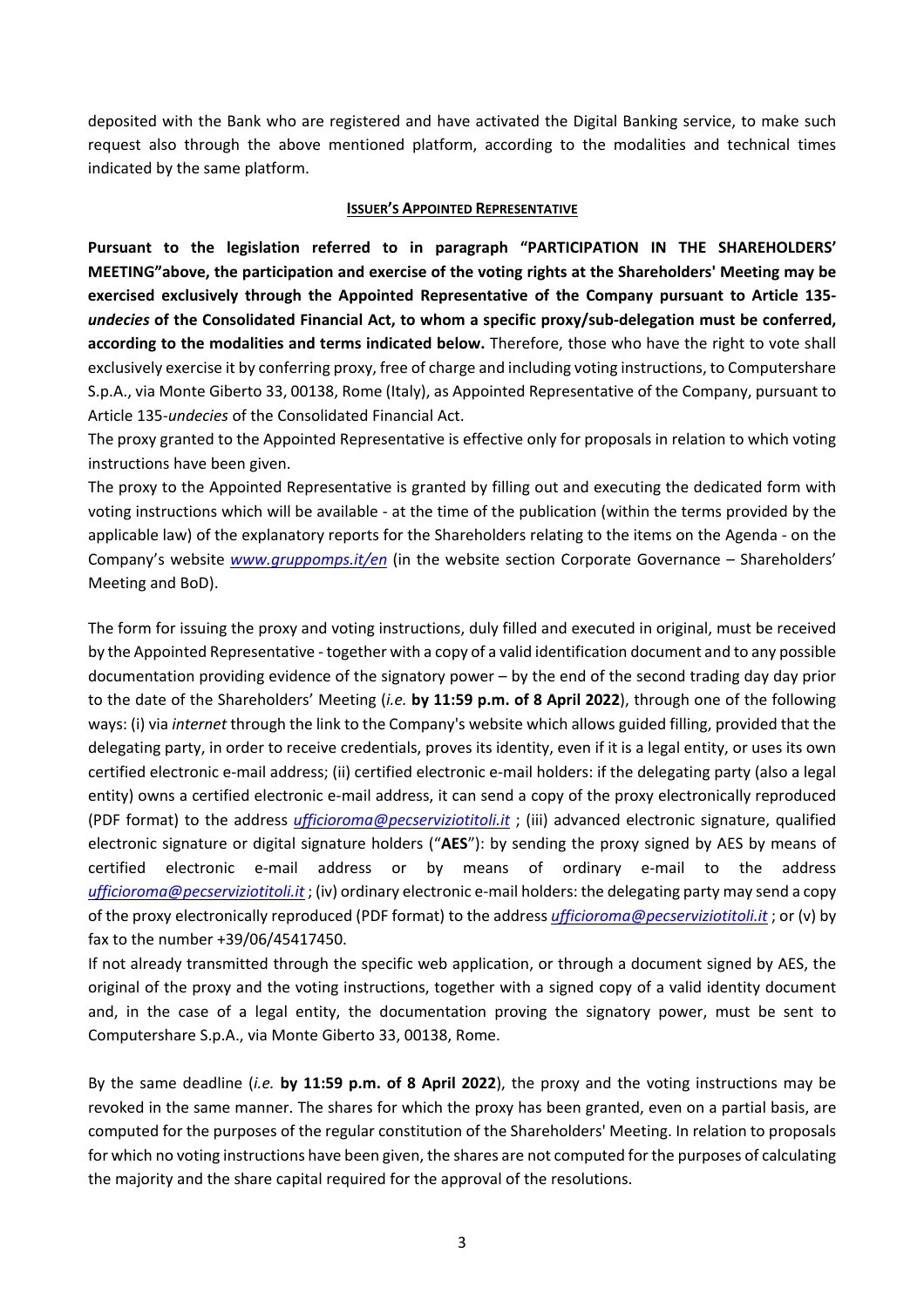deposited with the Bank who are registered and have activated the Digital Banking service, to make such request also through the above mentioned platform, according to the modalities and technical times indicated by the same platform.

## ISSUER'S APPOINTED REPRESENTATIVE

**Pursuant to the legislation referred to in paragraph "PARTICIPATION IN THE SHAREHOLDERS' MEETING"above, the participation and exercise of the voting rights at the Shareholders' Meeting may be exercised exclusively through the Appointed Representative of the Company pursuant to Article 135-*undecies* of the Consolidated Financial Act, to whom a specific proxy/sub-delegation must be conferred, according to the modalities and terms indicated below.** Therefore, those who have the right to vote shall exclusively exercise it by conferring proxy, free of charge and including voting instructions, to Computershare S.p.A., via Monte Giberto 33, 00138, Rome (Italy), as Appointed Representative of the Company, pursuant to Article 135-*undecies* of the Consolidated Financial Act.

The proxy granted to the Appointed Representative is effective only for proposals in relation to which voting instructions have been given.

The proxy to the Appointed Representative is granted by filling out and executing the dedicated form with voting instructions which will be available - at the time of the publication (within the terms provided by the applicable law) of the explanatory reports for the Shareholders relating to the items on the Agenda - on the Company's website *www.gruppomps.it/en* (in the website section Corporate Governance – Shareholders' Meeting and BoD).

The form for issuing the proxy and voting instructions, duly filled and executed in original, must be received by the Appointed Representative - together with a copy of a valid identification document and to any possible documentation providing evidence of the signatory power – by the end of the second trading day day prior to the date of the Shareholders' Meeting (*i.e.* **by 11:59 p.m. of 8 April 2022**), through one of the following ways: (i) via *internet* through the link to the Company's website which allows guided filling, provided that the delegating party, in order to receive credentials, proves its identity, even if it is a legal entity, or uses its own certified electronic e-mail address; (ii) certified electronic e-mail holders: if the delegating party (also a legal entity) owns a certified electronic e-mail address, it can send a copy of the proxy electronically reproduced (PDF format) to the address *ufficioroma@pecserviziotitoli.it* ; (iii) advanced electronic signature, qualified electronic signature or digital signature holders ("**AES**"): by sending the proxy signed by AES by means of certified electronic e-mail address or by means of ordinary e-mail to the address *ufficioroma@pecserviziotitoli.it* ; (iv) ordinary electronic e-mail holders: the delegating party may send a copy of the proxy electronically reproduced (PDF format) to the address *ufficioroma@pecserviziotitoli.it* ; or (v) by fax to the number +39/06/45417450.

If not already transmitted through the specific web application, or through a document signed by AES, the original of the proxy and the voting instructions, together with a signed copy of a valid identity document and, in the case of a legal entity, the documentation proving the signatory power, must be sent to Computershare S.p.A., via Monte Giberto 33, 00138, Rome.

By the same deadline (*i.e.* **by 11:59 p.m. of 8 April 2022**), the proxy and the voting instructions may be revoked in the same manner. The shares for which the proxy has been granted, even on a partial basis, are computed for the purposes of the regular constitution of the Shareholders' Meeting. In relation to proposals for which no voting instructions have been given, the shares are not computed for the purposes of calculating the majority and the share capital required for the approval of the resolutions.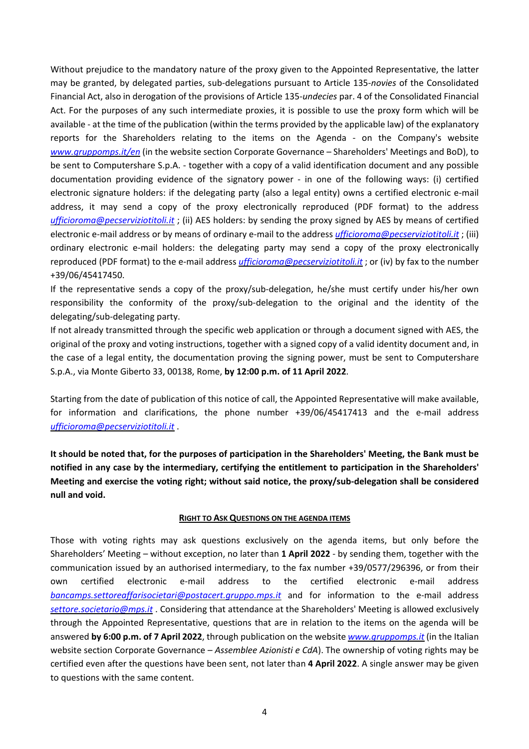Without prejudice to the mandatory nature of the proxy given to the Appointed Representative, the latter may be granted, by delegated parties, sub-delegations pursuant to Article 135-*novies* of the Consolidated Financial Act, also in derogation of the provisions of Article 135-*undecies* par. 4 of the Consolidated Financial Act. For the purposes of any such intermediate proxies, it is possible to use the proxy form which will be available - at the time of the publication (within the terms provided by the applicable law) of the explanatory reports for the Shareholders relating to the items on the Agenda - on the Company's website *www.gruppomps.it/en* (in the website section Corporate Governance – Shareholders' Meetings and BoD), to be sent to Computershare S.p.A. - together with a copy of a valid identification document and any possible documentation providing evidence of the signatory power - in one of the following ways: (i) certified electronic signature holders: if the delegating party (also a legal entity) owns a certified electronic e-mail address, it may send a copy of the proxy electronically reproduced (PDF format) to the address *ufficioroma@pecserviziotitoli.it* ; (ii) AES holders: by sending the proxy signed by AES by means of certified electronic e-mail address or by means of ordinary e-mail to the address *ufficioroma@pecserviziotitoli.it* ; (iii) ordinary electronic e-mail holders: the delegating party may send a copy of the proxy electronically reproduced (PDF format) to the e-mail address *ufficioroma@pecserviziotitoli.it* ; or (iv) by fax to the number +39/06/45417450.

If the representative sends a copy of the proxy/sub-delegation, he/she must certify under his/her own responsibility the conformity of the proxy/sub-delegation to the original and the identity of the delegating/sub-delegating party.

If not already transmitted through the specific web application or through a document signed with AES, the original of the proxy and voting instructions, together with a signed copy of a valid identity document and, in the case of a legal entity, the documentation proving the signing power, must be sent to Computershare S.p.A., via Monte Giberto 33, 00138, Rome, **by 12:00 p.m. of 11 April 2022**.

Starting from the date of publication of this notice of call, the Appointed Representative will make available, for information and clarifications, the phone number +39/06/45417413 and the e-mail address *ufficioroma@pecserviziotitoli.it* .

**It should be noted that, for the purposes of participation in the Shareholders' Meeting, the Bank must be notified in any case by the intermediary, certifying the entitlement to participation in the Shareholders' Meeting and exercise the voting right; without said notice, the proxy/sub-delegation shall be considered null and void.**

## RIGHT TO ASK QUESTIONS ON THE AGENDA ITEMS

Those with voting rights may ask questions exclusively on the agenda items, but only before the Shareholders' Meeting – without exception, no later than **1 April 2022** - by sending them, together with the communication issued by an authorised intermediary, to the fax number +39/0577/296396, or from their own certified electronic e-mail address to the certified electronic e-mail address *bancamps.settoreaffarisocietari@postacert.gruppo.mps.it* and for information to the e-mail address *settore.societario@mps.it* . Considering that attendance at the Shareholders' Meeting is allowed exclusively through the Appointed Representative, questions that are in relation to the items on the agenda will be answered **by 6:00 p.m. of 7 April 2022**, through publication on the website *www.gruppomps.it* (in the Italian website section Corporate Governance – *Assemblee Azionisti e CdA*). The ownership of voting rights may be certified even after the questions have been sent, not later than **4 April 2022**. A single answer may be given to questions with the same content.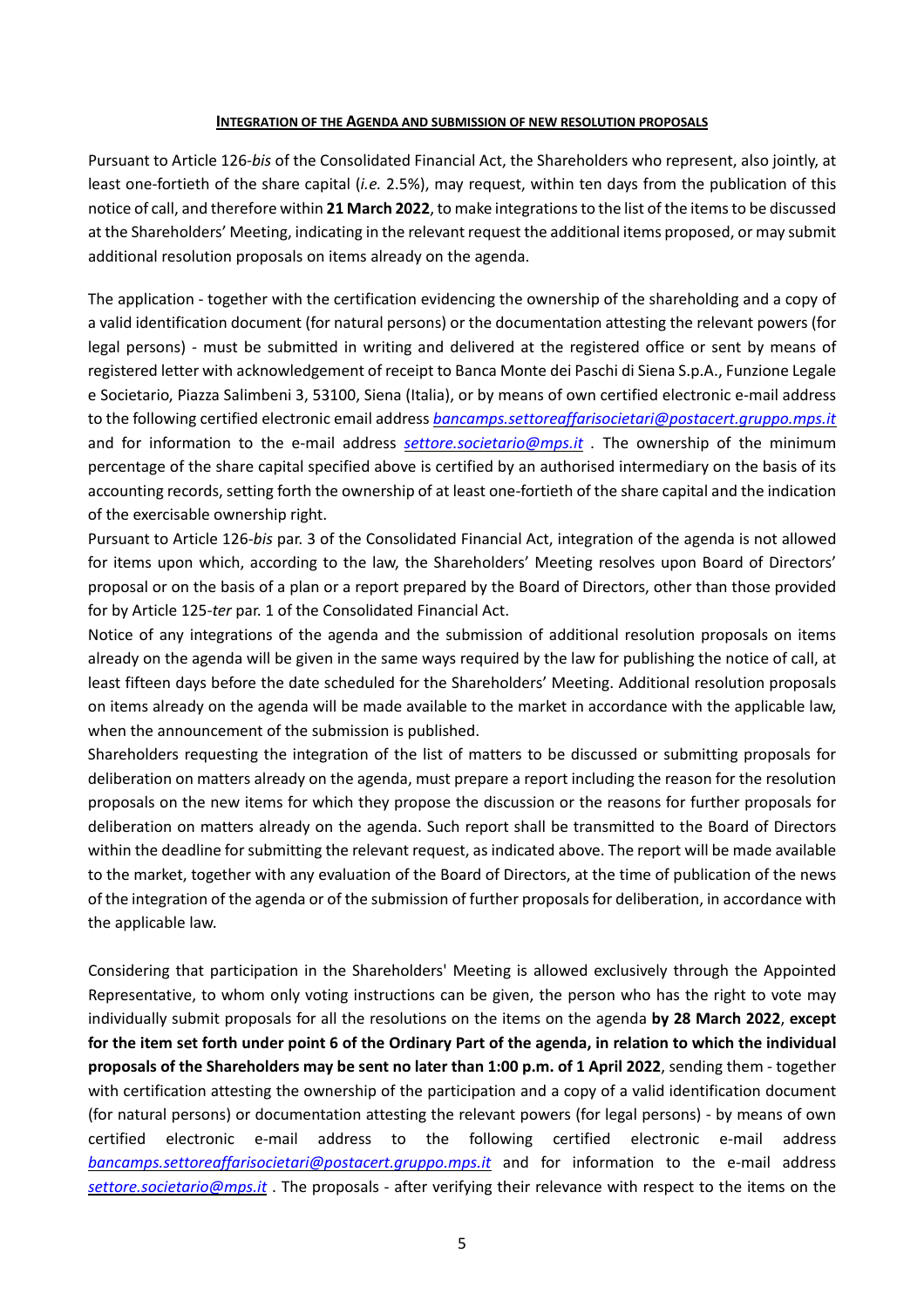**INTEGRATION OF THE AGENDA AND SUBMISSION OF NEW RESOLUTION PROPOSALS**

Pursuant to Article 126-*bis* of the Consolidated Financial Act, the Shareholders who represent, also jointly, at least one-fortieth of the share capital (*i.e.* 2.5%), may request, within ten days from the publication of this notice of call, and therefore within **21 March 2022**, to make integrations to the list of the items to be discussed at the Shareholders' Meeting, indicating in the relevant request the additional items proposed, or may submit additional resolution proposals on items already on the agenda.

The application - together with the certification evidencing the ownership of the shareholding and a copy of a valid identification document (for natural persons) or the documentation attesting the relevant powers (for legal persons) - must be submitted in writing and delivered at the registered office or sent by means of registered letter with acknowledgement of receipt to Banca Monte dei Paschi di Siena S.p.A., Funzione Legale e Societario, Piazza Salimbeni 3, 53100, Siena (Italia), or by means of own certified electronic e-mail address to the following certified electronic email address *bancamps.settoreaffarisocietari@postacert.gruppo.mps.it* and for information to the e-mail address *settore.societario@mps.it* . The ownership of the minimum percentage of the share capital specified above is certified by an authorised intermediary on the basis of its accounting records, setting forth the ownership of at least one-fortieth of the share capital and the indication of the exercisable ownership right.

Pursuant to Article 126-*bis* par. 3 of the Consolidated Financial Act, integration of the agenda is not allowed for items upon which, according to the law, the Shareholders' Meeting resolves upon Board of Directors' proposal or on the basis of a plan or a report prepared by the Board of Directors, other than those provided for by Article 125-*ter* par. 1 of the Consolidated Financial Act.

Notice of any integrations of the agenda and the submission of additional resolution proposals on items already on the agenda will be given in the same ways required by the law for publishing the notice of call, at least fifteen days before the date scheduled for the Shareholders' Meeting. Additional resolution proposals on items already on the agenda will be made available to the market in accordance with the applicable law, when the announcement of the submission is published.

Shareholders requesting the integration of the list of matters to be discussed or submitting proposals for deliberation on matters already on the agenda, must prepare a report including the reason for the resolution proposals on the new items for which they propose the discussion or the reasons for further proposals for deliberation on matters already on the agenda. Such report shall be transmitted to the Board of Directors within the deadline for submitting the relevant request, as indicated above. The report will be made available to the market, together with any evaluation of the Board of Directors, at the time of publication of the news of the integration of the agenda or of the submission of further proposals for deliberation, in accordance with the applicable law.

Considering that participation in the Shareholders' Meeting is allowed exclusively through the Appointed Representative, to whom only voting instructions can be given, the person who has the right to vote may individually submit proposals for all the resolutions on the items on the agenda **by 28 March 2022**, **except for the item set forth under point 6 of the Ordinary Part of the agenda, in relation to which the individual proposals of the Shareholders may be sent no later than 1:00 p.m. of 1 April 2022**, sending them - together with certification attesting the ownership of the participation and a copy of a valid identification document (for natural persons) or documentation attesting the relevant powers (for legal persons) - by means of own certified electronic e-mail address to the following certified electronic e-mail address *bancamps.settoreaffarisocietari@postacert.gruppo.mps.it* and for information to the e-mail address *settore.societario@mps.it* . The proposals - after verifying their relevance with respect to the items on the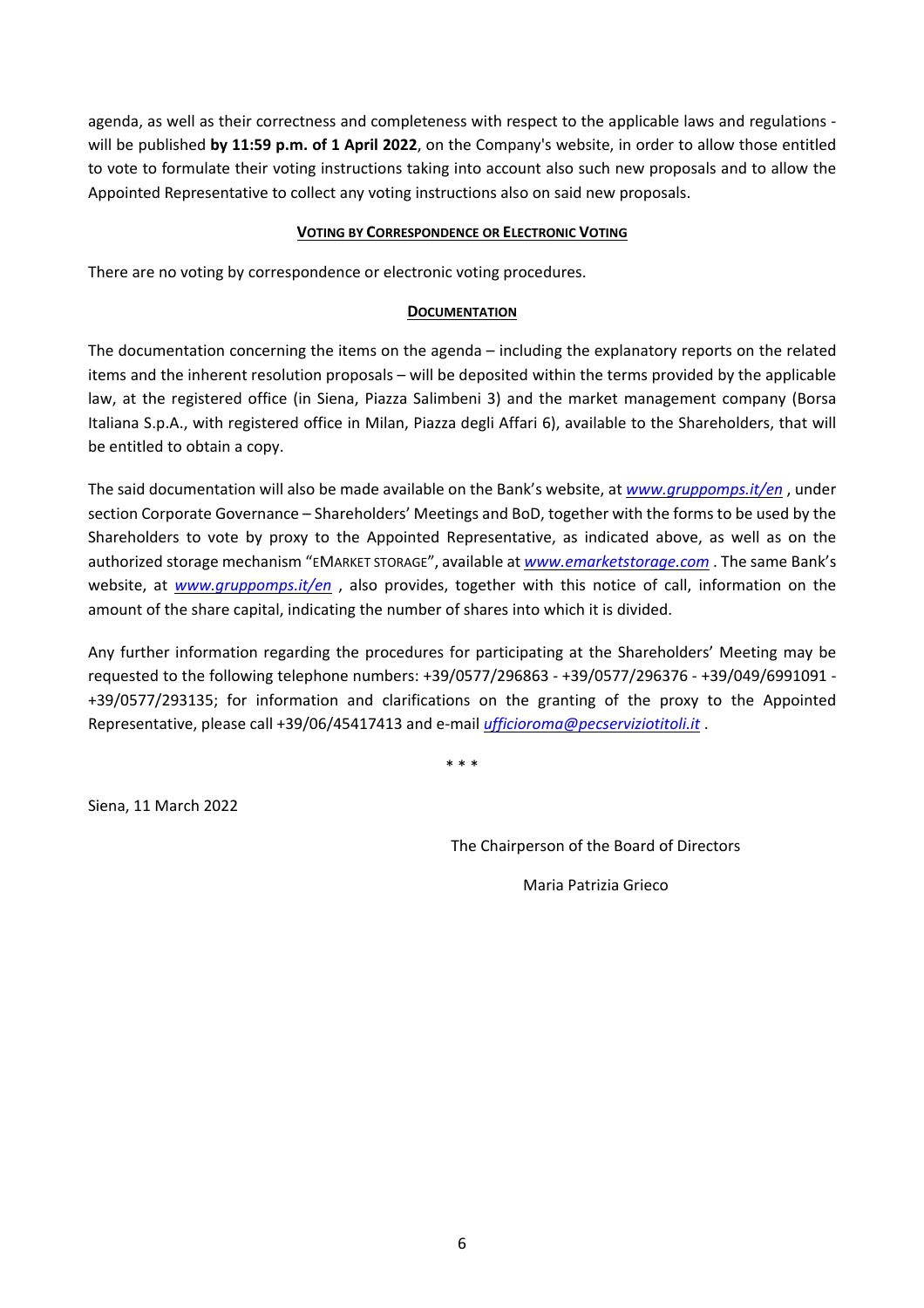agenda, as well as their correctness and completeness with respect to the applicable laws and regulations - will be published **by 11:59 p.m. of 1 April 2022**, on the Company's website, in order to allow those entitled to vote to formulate their voting instructions taking into account also such new proposals and to allow the Appointed Representative to collect any voting instructions also on said new proposals.

**VOTING BY CORRESPONDENCE OR ELECTRONIC VOTING**

There are no voting by correspondence or electronic voting procedures.

**DOCUMENTATION**

The documentation concerning the items on the agenda – including the explanatory reports on the related items and the inherent resolution proposals – will be deposited within the terms provided by the applicable law, at the registered office (in Siena, Piazza Salimbeni 3) and the market management company (Borsa Italiana S.p.A., with registered office in Milan, Piazza degli Affari 6), available to the Shareholders, that will be entitled to obtain a copy.

The said documentation will also be made available on the Bank's website, at *www.gruppomps.it/en* , under section Corporate Governance – Shareholders' Meetings and BoD, together with the forms to be used by the Shareholders to vote by proxy to the Appointed Representative, as indicated above, as well as on the authorized storage mechanism "EMARKET STORAGE", available at *www.emarketstorage.com* . The same Bank's website, at *www.gruppomps.it/en* , also provides, together with this notice of call, information on the amount of the share capital, indicating the number of shares into which it is divided.

Any further information regarding the procedures for participating at the Shareholders' Meeting may be requested to the following telephone numbers: +39/0577/296863 - +39/0577/296376 - +39/049/6991091 - +39/0577/293135; for information and clarifications on the granting of the proxy to the Appointed Representative, please call +39/06/45417413 and e-mail *ufficioroma@pecserviziotitoli.it* .

\* \* \*

Siena, 11 March 2022

The Chairperson of the Board of Directors

Maria Patrizia Grieco